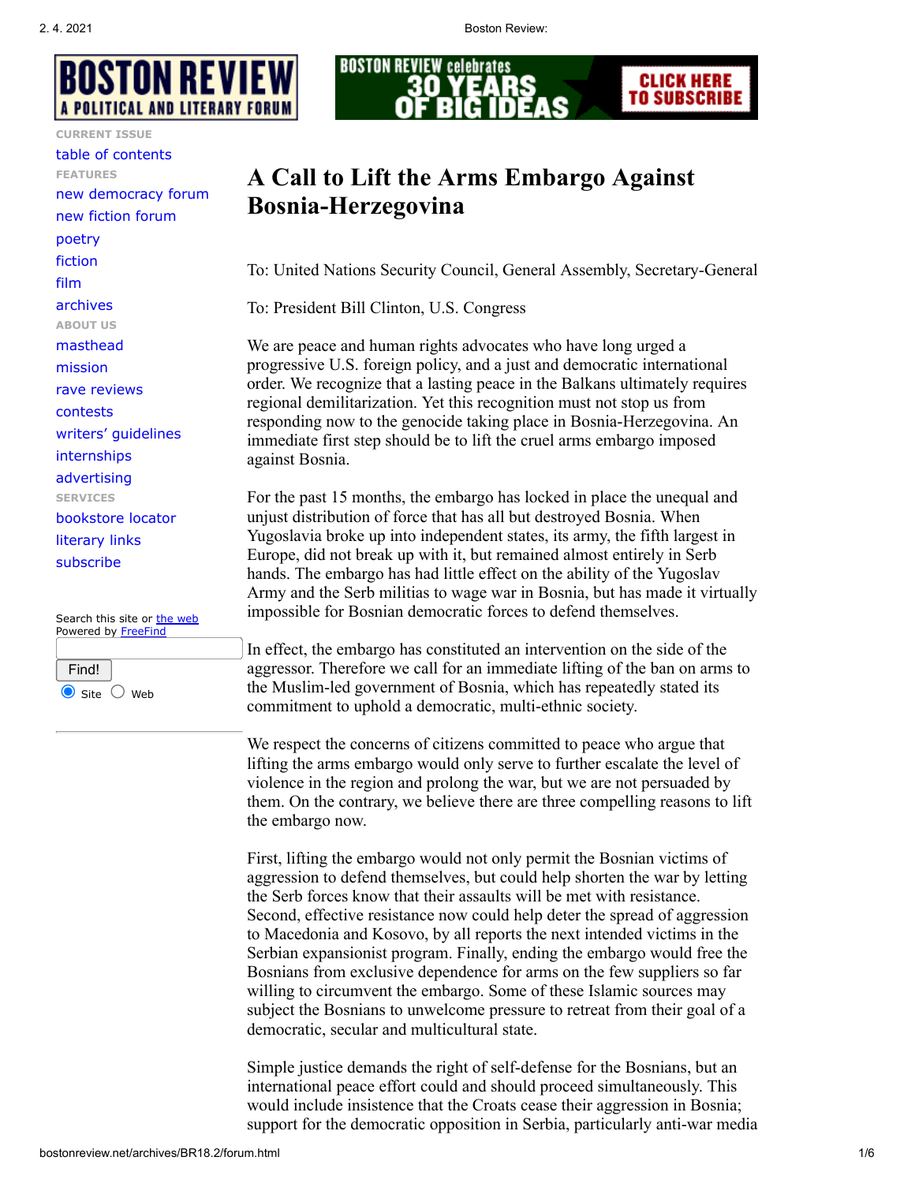# A Call to Lift the Arms Embargo Against Bosnia-Herzegovina

To: United Nations Security Council, General Assembly, Secretary-General

To: President Bill Clinton, U.S. Congress

We are peace and human rights advocates who have long urged a progressive U.S. foreign policy, and a just and democratic international order. We recognize that a lasting peace in the Balkans ultimately requires regional demilitarization. Yet this recognition must not stop us from responding now to the genocide taking place in Bosnia-Herzegovina. An immediate first step should be to lift the cruel arms embargo imposed against Bosnia.

For the past 15 months, the embargo has locked in place the unequal and unjust distribution of force that has all but destroyed Bosnia. When Yugoslavia broke up into independent states, its army, the fifth largest in Europe, did not break up with it, but remained almost entirely in Serb hands. The embargo has had little effect on the ability of the Yugoslav Army and the Serb militias to wage war in Bosnia, but has made it virtually impossible for Bosnian democratic forces to defend themselves.

In effect, the embargo has constituted an intervention on the side of the aggressor. Therefore we call for an immediate lifting of the ban on arms to the Muslim-led government of Bosnia, which has repeatedly stated its commitment to uphold a democratic, multi-ethnic society.

We respect the concerns of citizens committed to peace who argue that lifting the arms embargo would only serve to further escalate the level of violence in the region and prolong the war, but we are not persuaded by them. On the contrary, we believe there are three compelling reasons to lift the embargo now.

First, lifting the embargo would not only permit the Bosnian victims of aggression to defend themselves, but could help shorten the war by letting the Serb forces know that their assaults will be met with resistance. Second, effective resistance now could help deter the spread of aggression to Macedonia and Kosovo, by all reports the next intended victims in the Serbian expansionist program. Finally, ending the embargo would free the Bosnians from exclusive dependence for arms on the few suppliers so far willing to circumvent the embargo. Some of these Islamic sources may subject the Bosnians to unwelcome pressure to retreat from their goal of a democratic, secular and multicultural state.

Simple justice demands the right of self-defense for the Bosnians, but an international peace effort could and should proceed simultaneously. This would include insistence that the Croats cease their aggression in Bosnia; support for the democratic opposition in Serbia, particularly anti-war media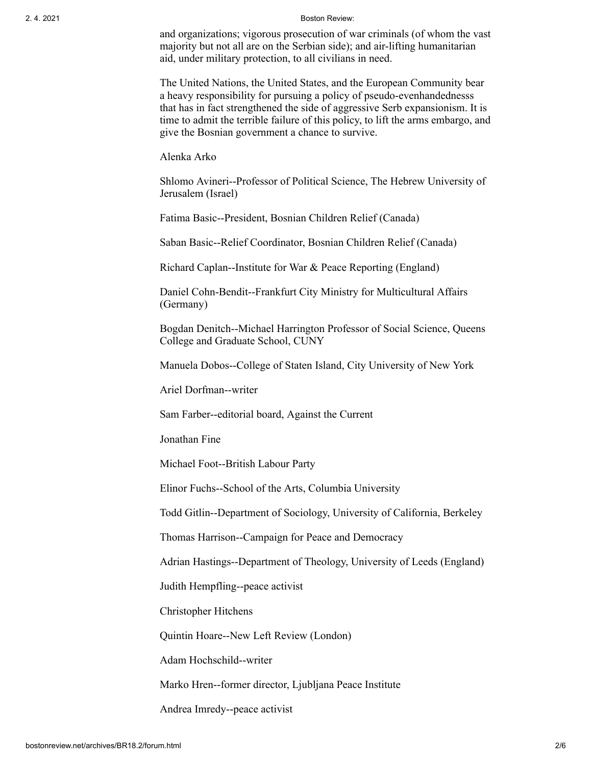and organizations; vigorous prosecution of war criminals (of whom the vast majority but not all are on the Serbian side); and air-lifting humanitarian aid, under military protection, to all civilians in need.

The United Nations, the United States, and the European Community bear a heavy responsibility for pursuing a policy of pseudo-evenhandednesss that has in fact strengthened the side of aggressive Serb expansionism. It is time to admit the terrible failure of this policy, to lift the arms embargo, and give the Bosnian government a chance to survive.

Alenka Arko

Shlomo Avineri--Professor of Political Science, The Hebrew University of Jerusalem (Israel)

Fatima Basic--President, Bosnian Children Relief (Canada)

Saban Basic--Relief Coordinator, Bosnian Children Relief (Canada)

Richard Caplan--Institute for War & Peace Reporting (England)

Daniel Cohn-Bendit--Frankfurt City Ministry for Multicultural Affairs (Germany)

Bogdan Denitch--Michael Harrington Professor of Social Science, Queens College and Graduate School, CUNY

Manuela Dobos--College of Staten Island, City University of New York

Ariel Dorfman--writer

Sam Farber--editorial board, Against the Current

Jonathan Fine

Michael Foot--British Labour Party

Elinor Fuchs--School of the Arts, Columbia University

Todd Gitlin--Department of Sociology, University of California, Berkeley

Thomas Harrison--Campaign for Peace and Democracy

Adrian Hastings--Department of Theology, University of Leeds (England)

Judith Hempfling--peace activist

Christopher Hitchens

Quintin Hoare--New Left Review (London)

Adam Hochschild--writer

Marko Hren--former director, Ljubljana Peace Institute

Andrea Imredy--peace activist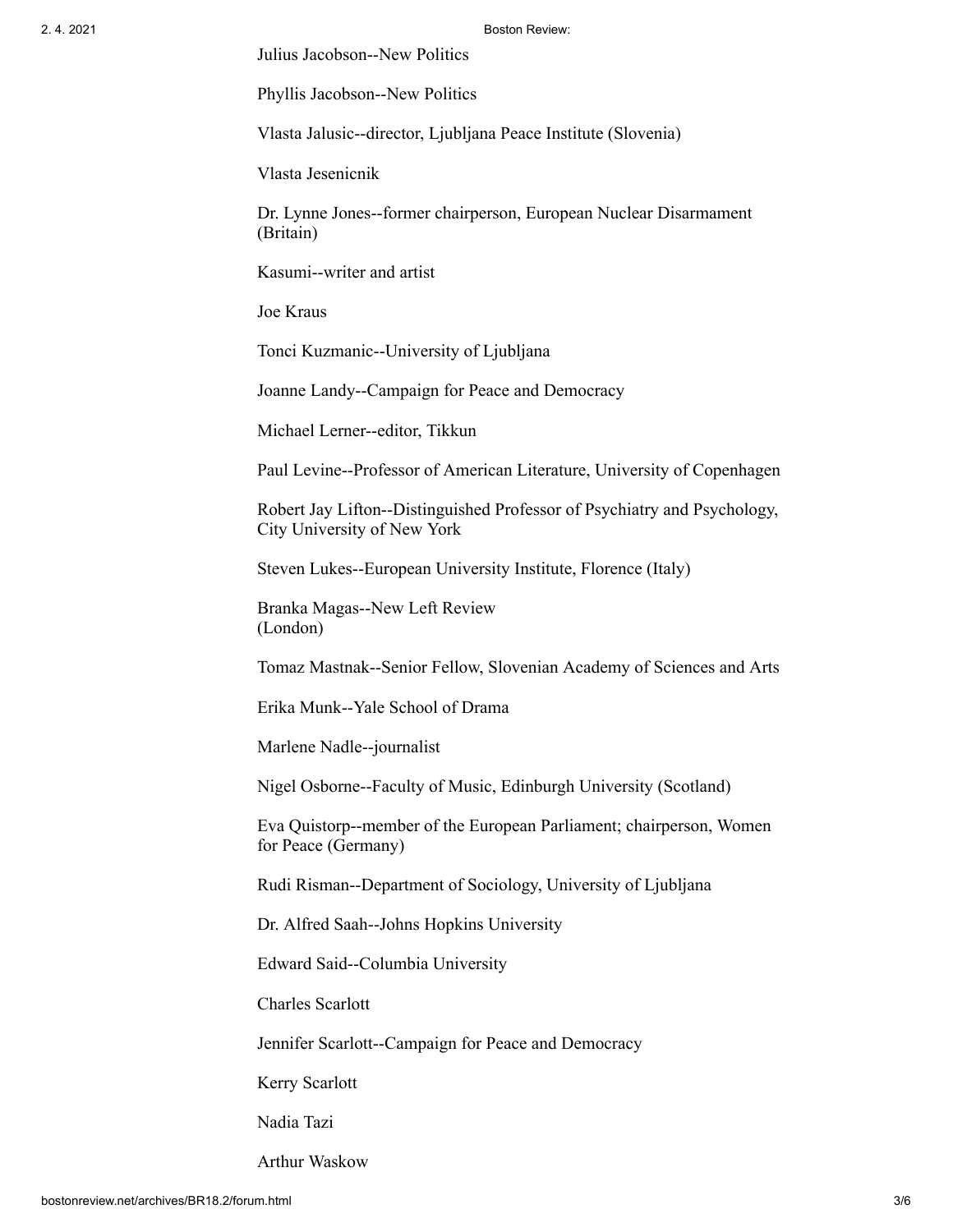Julius Jacobson--New Politics

Phyllis Jacobson--New Politics

Vlasta Jalusic--director, Ljubljana Peace Institute (Slovenia)

Vlasta Jesenicnik

Dr. Lynne Jones--former chairperson, European Nuclear Disarmament (Britain)

Kasumi--writer and artist

Joe Kraus

Tonci Kuzmanic--University of Ljubljana

Joanne Landy--Campaign for Peace and Democracy

Michael Lerner--editor, Tikkun

Paul Levine--Professor of American Literature, University of Copenhagen

Robert Jay Lifton--Distinguished Professor of Psychiatry and Psychology, City University of New York

Steven Lukes--European University Institute, Florence (Italy)

Branka Magas--New Left Review (London)

Tomaz Mastnak--Senior Fellow, Slovenian Academy of Sciences and Arts

Erika Munk--Yale School of Drama

Marlene Nadle--journalist

Nigel Osborne--Faculty of Music, Edinburgh University (Scotland)

Eva Quistorp--member of the European Parliament; chairperson, Women for Peace (Germany)

Rudi Risman--Department of Sociology, University of Ljubljana

Dr. Alfred Saah--Johns Hopkins University

Edward Said--Columbia University

Charles Scarlott

Jennifer Scarlott--Campaign for Peace and Democracy

Kerry Scarlott

Nadia Tazi

Arthur Waskow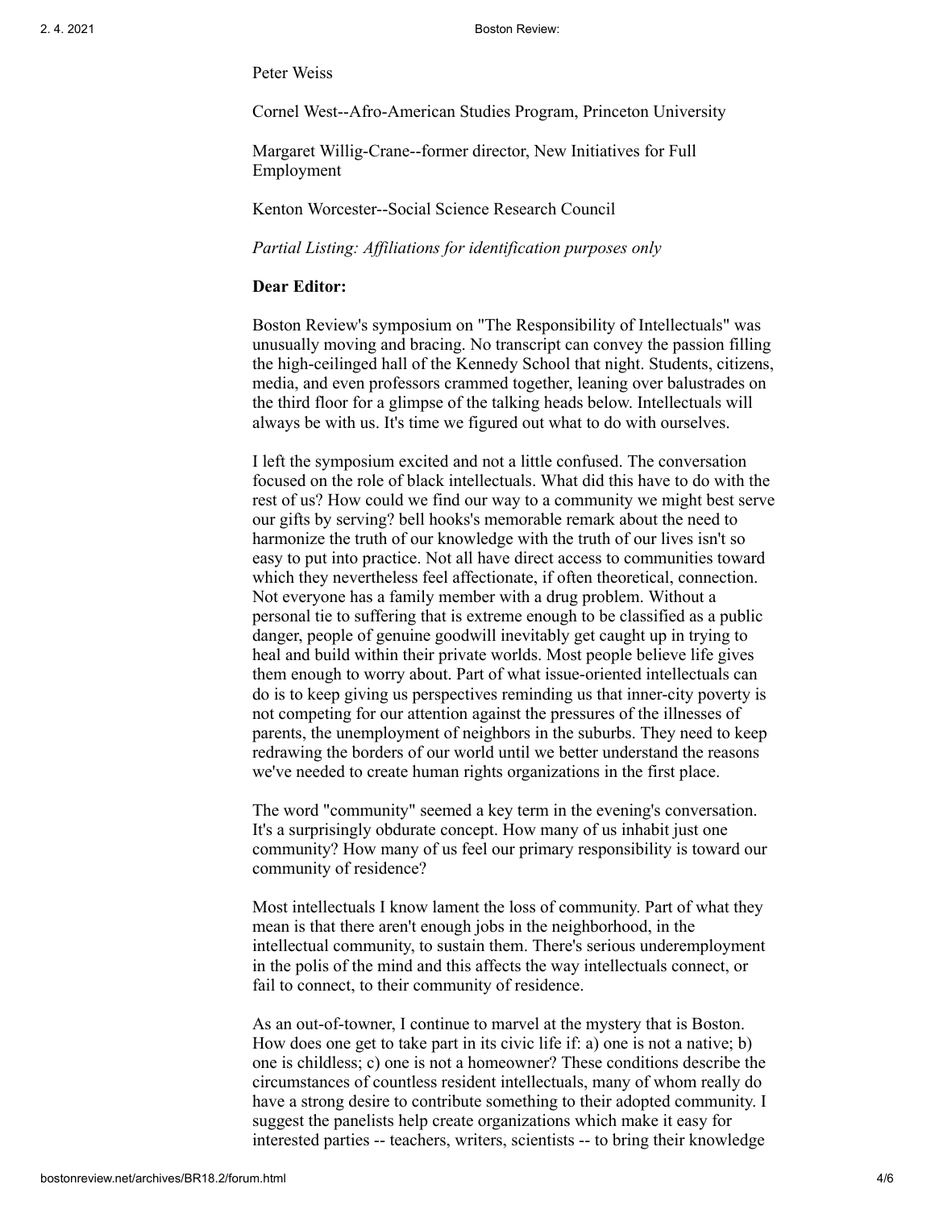Peter Weiss

Cornel West--Afro-American Studies Program, Princeton University

Margaret Willig-Crane--former director, New Initiatives for Full Employment

Kenton Worcester--Social Science Research Council

*Partial Listing: Affiliations for identification purposes only*

**Dear Editor:**

Boston Review's symposium on "The Responsibility of Intellectuals" was unusually moving and bracing. No transcript can convey the passion filling the high-ceilinged hall of the Kennedy School that night. Students, citizens, media, and even professors crammed together, leaning over balustrades on the third floor for a glimpse of the talking heads below. Intellectuals will always be with us. It's time we figured out what to do with ourselves.

I left the symposium excited and not a little confused. The conversation focused on the role of black intellectuals. What did this have to do with the rest of us? How could we find our way to a community we might best serve our gifts by serving? bell hooks's memorable remark about the need to harmonize the truth of our knowledge with the truth of our lives isn't so easy to put into practice. Not all have direct access to communities toward which they nevertheless feel affectionate, if often theoretical, connection. Not everyone has a family member with a drug problem. Without a personal tie to suffering that is extreme enough to be classified as a public danger, people of genuine goodwill inevitably get caught up in trying to heal and build within their private worlds. Most people believe life gives them enough to worry about. Part of what issue-oriented intellectuals can do is to keep giving us perspectives reminding us that inner-city poverty is not competing for our attention against the pressures of the illnesses of parents, the unemployment of neighbors in the suburbs. They need to keep redrawing the borders of our world until we better understand the reasons we've needed to create human rights organizations in the first place.

The word "community" seemed a key term in the evening's conversation. It's a surprisingly obdurate concept. How many of us inhabit just one community? How many of us feel our primary responsibility is toward our community of residence?

Most intellectuals I know lament the loss of community. Part of what they mean is that there aren't enough jobs in the neighborhood, in the intellectual community, to sustain them. There's serious underemployment in the polis of the mind and this affects the way intellectuals connect, or fail to connect, to their community of residence.

As an out-of-towner, I continue to marvel at the mystery that is Boston. How does one get to take part in its civic life if: a) one is not a native; b) one is childless; c) one is not a homeowner? These conditions describe the circumstances of countless resident intellectuals, many of whom really do have a strong desire to contribute something to their adopted community. I suggest the panelists help create organizations which make it easy for interested parties -- teachers, writers, scientists -- to bring their knowledge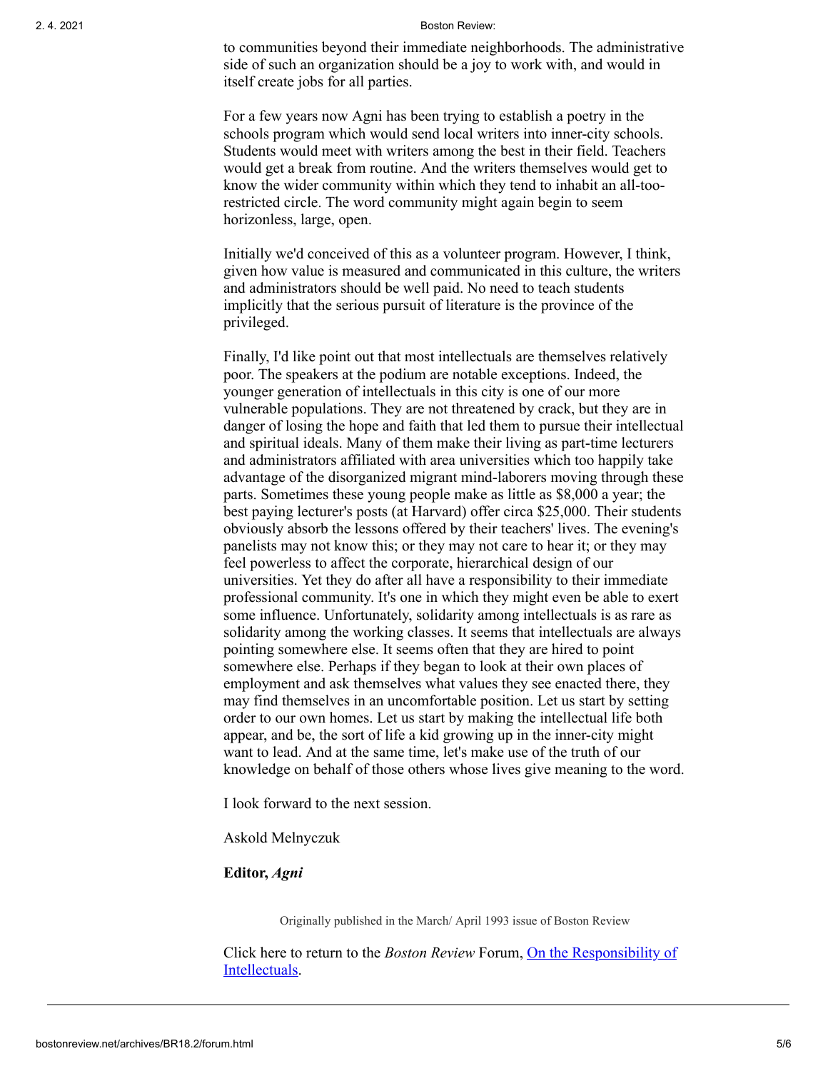to communities beyond their immediate neighborhoods. The administrative side of such an organization should be a joy to work with, and would in itself create jobs for all parties.

For a few years now Agni has been trying to establish a poetry in the schools program which would send local writers into inner-city schools. Students would meet with writers among the best in their field. Teachers would get a break from routine. And the writers themselves would get to know the wider community within which they tend to inhabit an all-too-restricted circle. The word community might again begin to seem horizonless, large, open.

Initially we'd conceived of this as a volunteer program. However, I think, given how value is measured and communicated in this culture, the writers and administrators should be well paid. No need to teach students implicitly that the serious pursuit of literature is the province of the privileged.

Finally, I'd like point out that most intellectuals are themselves relatively poor. The speakers at the podium are notable exceptions. Indeed, the younger generation of intellectuals in this city is one of our more vulnerable populations. They are not threatened by crack, but they are in danger of losing the hope and faith that led them to pursue their intellectual and spiritual ideals. Many of them make their living as part-time lecturers and administrators affiliated with area universities which too happily take advantage of the disorganized migrant mind-laborers moving through these parts. Sometimes these young people make as little as $8,000 a year; the best paying lecturer's posts (at Harvard) offer circa $25,000. Their students obviously absorb the lessons offered by their teachers' lives. The evening's panelists may not know this; or they may not care to hear it; or they may feel powerless to affect the corporate, hierarchical design of our universities. Yet they do after all have a responsibility to their immediate professional community. It's one in which they might even be able to exert some influence. Unfortunately, solidarity among intellectuals is as rare as solidarity among the working classes. It seems that intellectuals are always pointing somewhere else. It seems often that they are hired to point somewhere else. Perhaps if they began to look at their own places of employment and ask themselves what values they see enacted there, they may find themselves in an uncomfortable position. Let us start by setting order to our own homes. Let us start by making the intellectual life both appear, and be, the sort of life a kid growing up in the inner-city might want to lead. And at the same time, let's make use of the truth of our knowledge on behalf of those others whose lives give meaning to the word.

I look forward to the next session.

Askold Melnyczuk

**Editor, *Agni***

Originally published in the March/ April 1993 issue of Boston Review

Click here to return to the *Boston Review* Forum, [On the Responsibility of Intellectuals](#).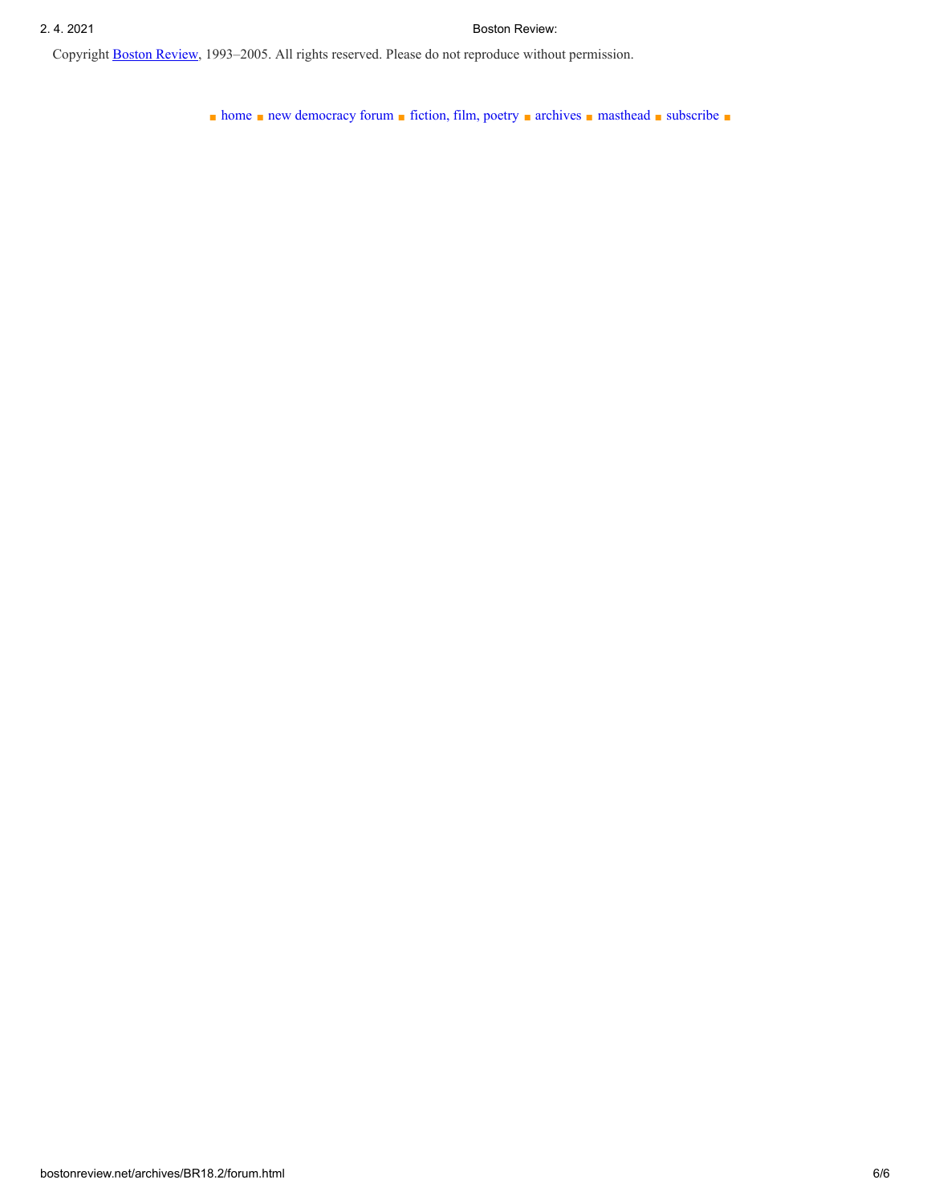Copyright Boston Review, 1993–2005. All rights reserved. Please do not reproduce without permission.

■ home ■ new democracy forum ■ fiction, film, poetry ■ archives ■ masthead ■ subscribe ■